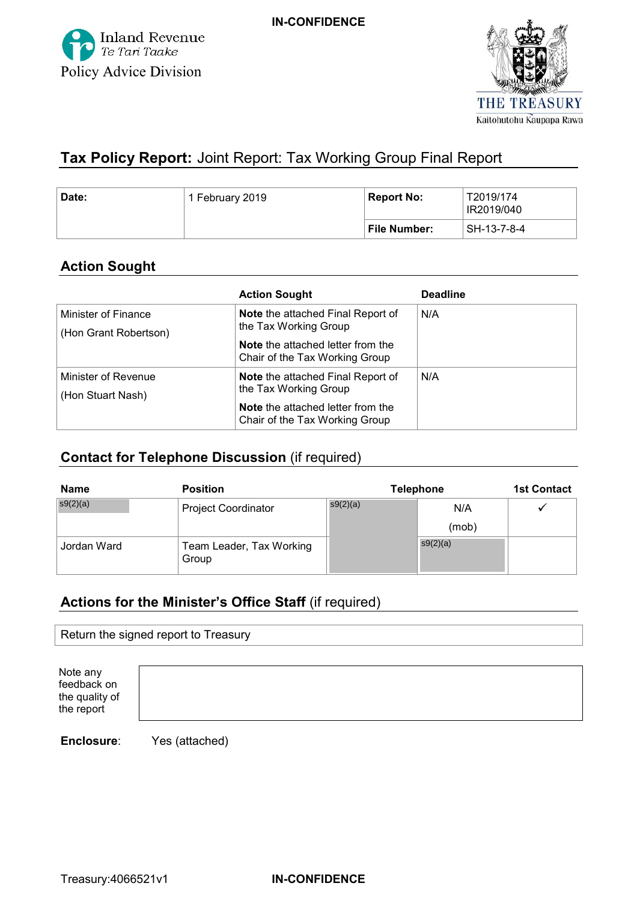**IN-CONFIDENCE**

Inland Revenue
*Te Tari Taake*
Policy Advice Division

THE TREASURY
Kaitohutohu Kaupapa Rawa

# **Tax Policy Report:** Joint Report: Tax Working Group Final Report

| **Date:** | 1 February 2019 | **Report No:** | T2019/174<br>IR2019/040 |
|---|---|---|---|
| | | **File Number:** | SH-13-7-8-4 |

## Action Sought

| | **Action Sought** | **Deadline** |
|---|---|---|
| Minister of Finance<br>(Hon Grant Robertson) | **Note** the attached Final Report of the Tax Working Group<br>**Note** the attached letter from the Chair of the Tax Working Group | N/A |
| Minister of Revenue<br>(Hon Stuart Nash) | **Note** the attached Final Report of the Tax Working Group<br>**Note** the attached letter from the Chair of the Tax Working Group | N/A |

## Contact for Telephone Discussion (if required)

| **Name** | **Position** | **Telephone** | | **1st Contact** |
|---|---|---|---|---|
| s9(2)(a) | Project Coordinator | s9(2)(a) | N/A<br>(mob) | ✓ |
| Jordan Ward | Team Leader, Tax Working Group | | s9(2)(a) | |

## Actions for the Minister's Office Staff (if required)

| Return the signed report to Treasury |
|---|

| Note any feedback on the quality of the report | |
|---|---|

**Enclosure**: Yes (attached)

Treasury:4066521v1

**IN-CONFIDENCE**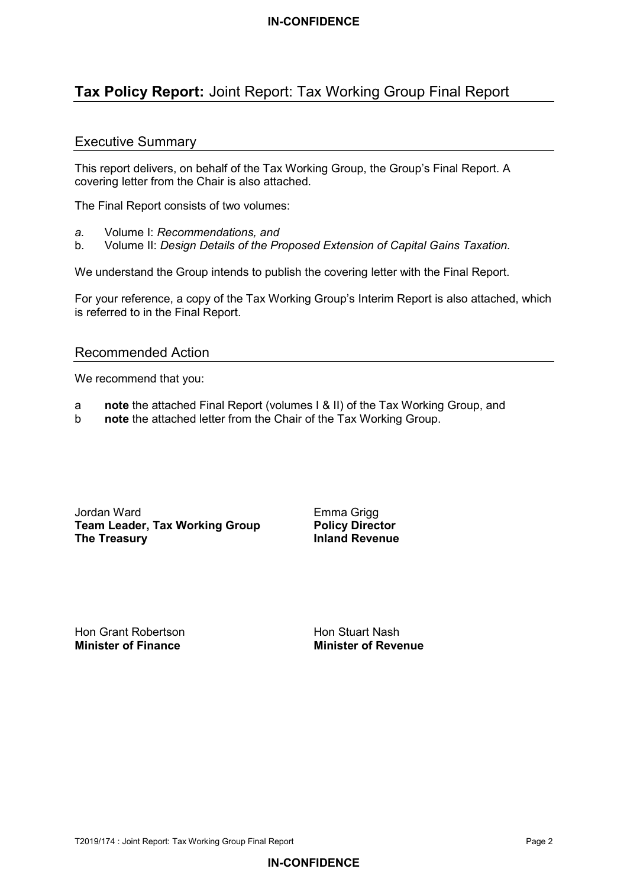# **Tax Policy Report:** Joint Report: Tax Working Group Final Report

## Executive Summary

This report delivers, on behalf of the Tax Working Group, the Group's Final Report. A covering letter from the Chair is also attached.

The Final Report consists of two volumes:

*a.* Volume I: *Recommendations, and*
b. Volume II: *Design Details of the Proposed Extension of Capital Gains Taxation.*

We understand the Group intends to publish the covering letter with the Final Report.

For your reference, a copy of the Tax Working Group's Interim Report is also attached, which is referred to in the Final Report.

## Recommended Action

We recommend that you:

a **note** the attached Final Report (volumes I & II) of the Tax Working Group, and
b **note** the attached letter from the Chair of the Tax Working Group.

Jordan Ward
**Team Leader, Tax Working Group**
**The Treasury**

Emma Grigg
**Policy Director**
**Inland Revenue**

Hon Grant Robertson
**Minister of Finance**

Hon Stuart Nash
**Minister of Revenue**